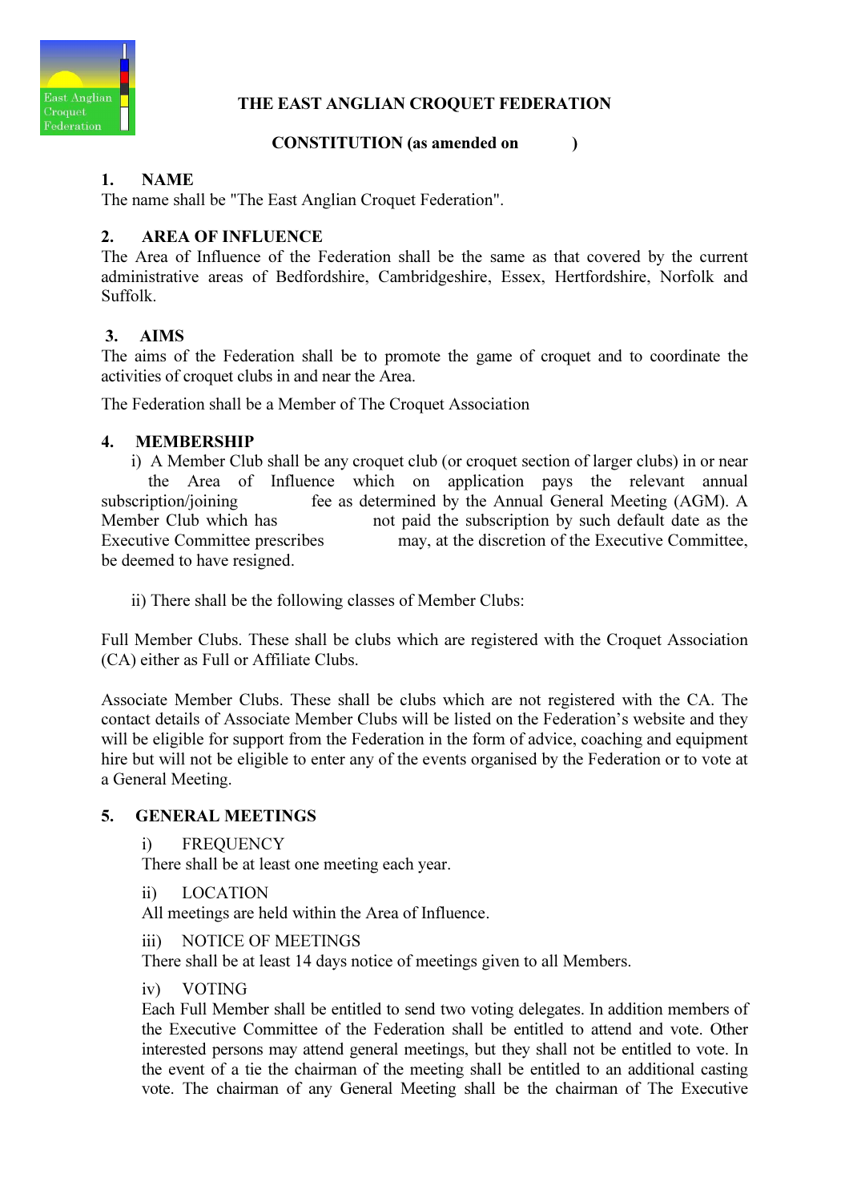# THE EAST ANGLIAN CROQUET FEDERATION

**CONSTITUTION (as amended on )**

## 1. NAME

The name shall be "The East Anglian Croquet Federation".

## 2. AREA OF INFLUENCE

The Area of Influence of the Federation shall be the same as that covered by the current administrative areas of Bedfordshire, Cambridgeshire, Essex, Hertfordshire, Norfolk and Suffolk.

## 3. AIMS

The aims of the Federation shall be to promote the game of croquet and to coordinate the activities of croquet clubs in and near the Area.

The Federation shall be a Member of The Croquet Association

## 4. MEMBERSHIP

i) A Member Club shall be any croquet club (or croquet section of larger clubs) in or near the Area of Influence which on application pays the relevant annual subscription/joining fee as determined by the Annual General Meeting (AGM). A Member Club which has not paid the subscription by such default date as the Executive Committee prescribes may, at the discretion of the Executive Committee, be deemed to have resigned.

ii) There shall be the following classes of Member Clubs:

Full Member Clubs. These shall be clubs which are registered with the Croquet Association (CA) either as Full or Affiliate Clubs.

Associate Member Clubs. These shall be clubs which are not registered with the CA. The contact details of Associate Member Clubs will be listed on the Federation's website and they will be eligible for support from the Federation in the form of advice, coaching and equipment hire but will not be eligible to enter any of the events organised by the Federation or to vote at a General Meeting.

## 5. GENERAL MEETINGS

i) FREQUENCY
There shall be at least one meeting each year.

ii) LOCATION
All meetings are held within the Area of Influence.

iii) NOTICE OF MEETINGS
There shall be at least 14 days notice of meetings given to all Members.

iv) VOTING
Each Full Member shall be entitled to send two voting delegates. In addition members of the Executive Committee of the Federation shall be entitled to attend and vote. Other interested persons may attend general meetings, but they shall not be entitled to vote. In the event of a tie the chairman of the meeting shall be entitled to an additional casting vote. The chairman of any General Meeting shall be the chairman of The Executive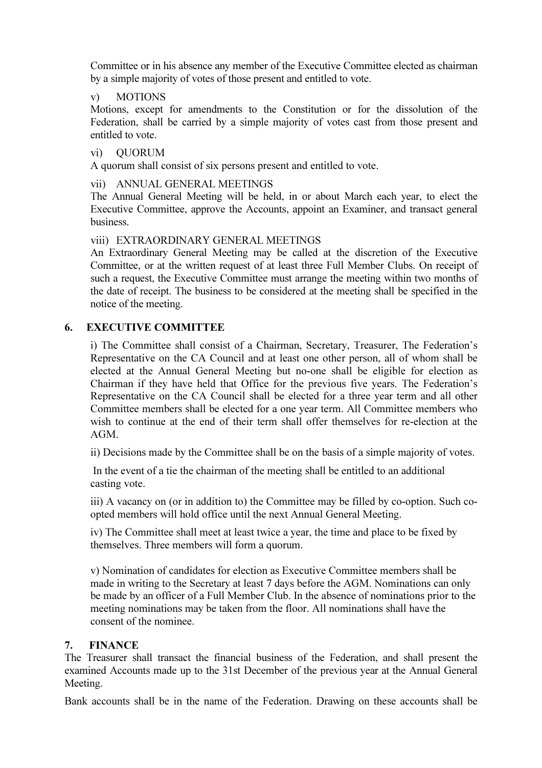Committee or in his absence any member of the Executive Committee elected as chairman by a simple majority of votes of those present and entitled to vote.

v) MOTIONS

Motions, except for amendments to the Constitution or for the dissolution of the Federation, shall be carried by a simple majority of votes cast from those present and entitled to vote.

vi) QUORUM

A quorum shall consist of six persons present and entitled to vote.

vii) ANNUAL GENERAL MEETINGS

The Annual General Meeting will be held, in or about March each year, to elect the Executive Committee, approve the Accounts, appoint an Examiner, and transact general business.

viii) EXTRAORDINARY GENERAL MEETINGS

An Extraordinary General Meeting may be called at the discretion of the Executive Committee, or at the written request of at least three Full Member Clubs. On receipt of such a request, the Executive Committee must arrange the meeting within two months of the date of receipt. The business to be considered at the meeting shall be specified in the notice of the meeting.

## 6. EXECUTIVE COMMITTEE

i) The Committee shall consist of a Chairman, Secretary, Treasurer, The Federation's Representative on the CA Council and at least one other person, all of whom shall be elected at the Annual General Meeting but no-one shall be eligible for election as Chairman if they have held that Office for the previous five years. The Federation's Representative on the CA Council shall be elected for a three year term and all other Committee members shall be elected for a one year term. All Committee members who wish to continue at the end of their term shall offer themselves for re-election at the AGM.

ii) Decisions made by the Committee shall be on the basis of a simple majority of votes.

In the event of a tie the chairman of the meeting shall be entitled to an additional casting vote.

iii) A vacancy on (or in addition to) the Committee may be filled by co-option. Such co-opted members will hold office until the next Annual General Meeting.

iv) The Committee shall meet at least twice a year, the time and place to be fixed by themselves. Three members will form a quorum.

v) Nomination of candidates for election as Executive Committee members shall be made in writing to the Secretary at least 7 days before the AGM. Nominations can only be made by an officer of a Full Member Club. In the absence of nominations prior to the meeting nominations may be taken from the floor. All nominations shall have the consent of the nominee.

## 7. FINANCE

The Treasurer shall transact the financial business of the Federation, and shall present the examined Accounts made up to the 31st December of the previous year at the Annual General Meeting.

Bank accounts shall be in the name of the Federation. Drawing on these accounts shall be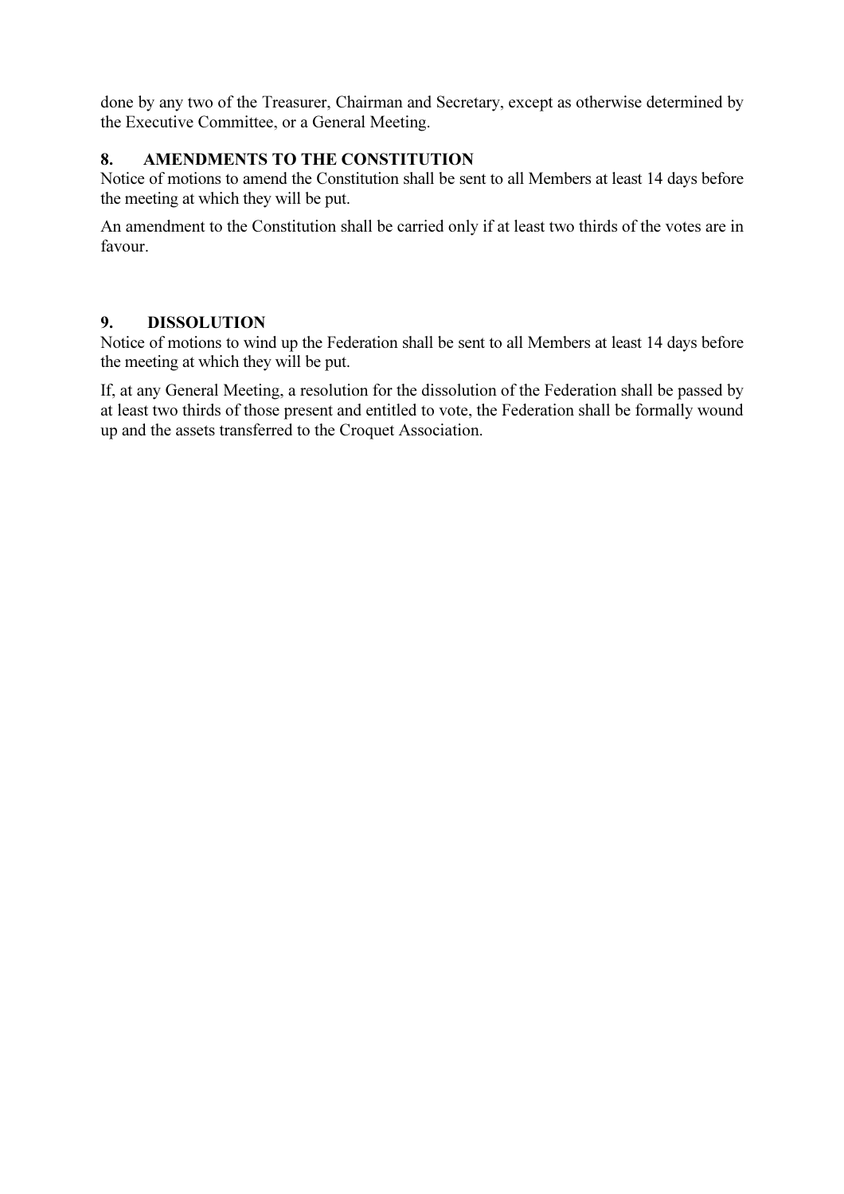done by any two of the Treasurer, Chairman and Secretary, except as otherwise determined by the Executive Committee, or a General Meeting.

## 8. AMENDMENTS TO THE CONSTITUTION

Notice of motions to amend the Constitution shall be sent to all Members at least 14 days before the meeting at which they will be put.

An amendment to the Constitution shall be carried only if at least two thirds of the votes are in favour.

## 9. DISSOLUTION

Notice of motions to wind up the Federation shall be sent to all Members at least 14 days before the meeting at which they will be put.

If, at any General Meeting, a resolution for the dissolution of the Federation shall be passed by at least two thirds of those present and entitled to vote, the Federation shall be formally wound up and the assets transferred to the Croquet Association.